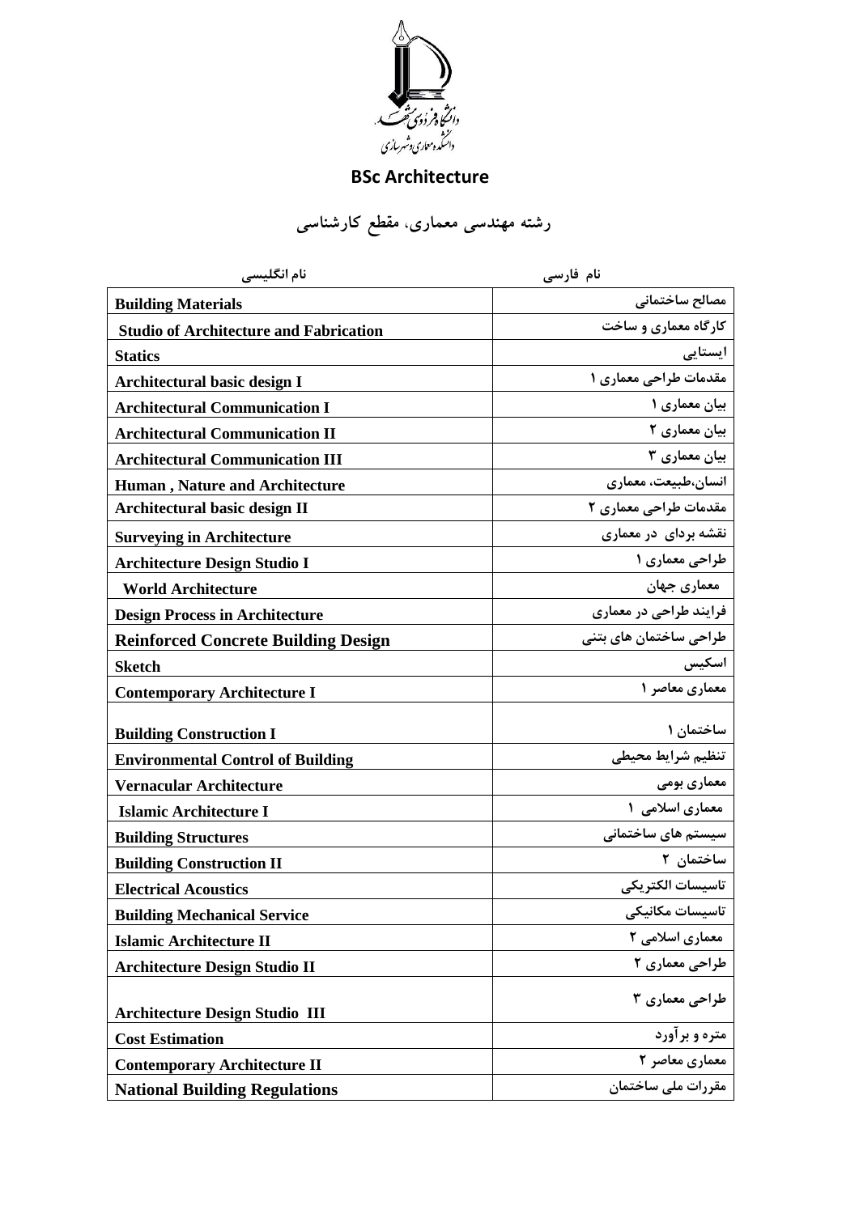دانشگاه فردوسی مشهد
دانشکده معماری و شهرسازی

# BSc Architecture

## رشته مهندسی معماری، مقطع کارشناسی

| نام انگلیسی | نام فارسی |
|---|---|
| **Building Materials** | **مصالح ساختمانی** |
| **Studio of Architecture and Fabrication** | **کارگاه معماری و ساخت** |
| **Statics** | **ایستایی** |
| **Architectural basic design I** | **مقدمات طراحی معماری ۱** |
| **Architectural Communication I** | **بیان معماری ۱** |
| **Architectural Communication II** | **بیان معماری ۲** |
| **Architectural Communication III** | **بیان معماری ۳** |
| **Human , Nature and Architecture** | **انسان،طبیعت، معماری** |
| **Architectural basic design II** | **مقدمات طراحی معماری ۲** |
| **Surveying in Architecture** | **نقشه بردای در معماری** |
| **Architecture Design Studio I** | **طراحی معماری ۱** |
| **World Architecture** | **معماری جهان** |
| **Design Process in Architecture** | **فرایند طراحی در معماری** |
| **Reinforced Concrete Building Design** | **طراحی ساختمان های بتنی** |
| **Sketch** | **اسکیس** |
| **Contemporary Architecture I** | **معماری معاصر ۱** |
| **Building Construction I** | **ساختمان ۱** |
| **Environmental Control of Building** | **تنظیم شرایط محیطی** |
| **Vernacular Architecture** | **معماری بومی** |
| **Islamic Architecture I** | **معماری اسلامی ۱** |
| **Building Structures** | **سیستم های ساختمانی** |
| **Building Construction II** | **ساختمان ۲** |
| **Electrical Acoustics** | **تاسیسات الکتریکی** |
| **Building Mechanical Service** | **تاسیسات مکانیکی** |
| **Islamic Architecture II** | **معماری اسلامی ۲** |
| **Architecture Design Studio II** | **طراحی معماری ۲** |
| **Architecture Design Studio III** | **طراحی معماری ۳** |
| **Cost Estimation** | **متره و برآورد** |
| **Contemporary Architecture II** | **معماری معاصر ۲** |
| **National Building Regulations** | **مقررات ملی ساختمان** |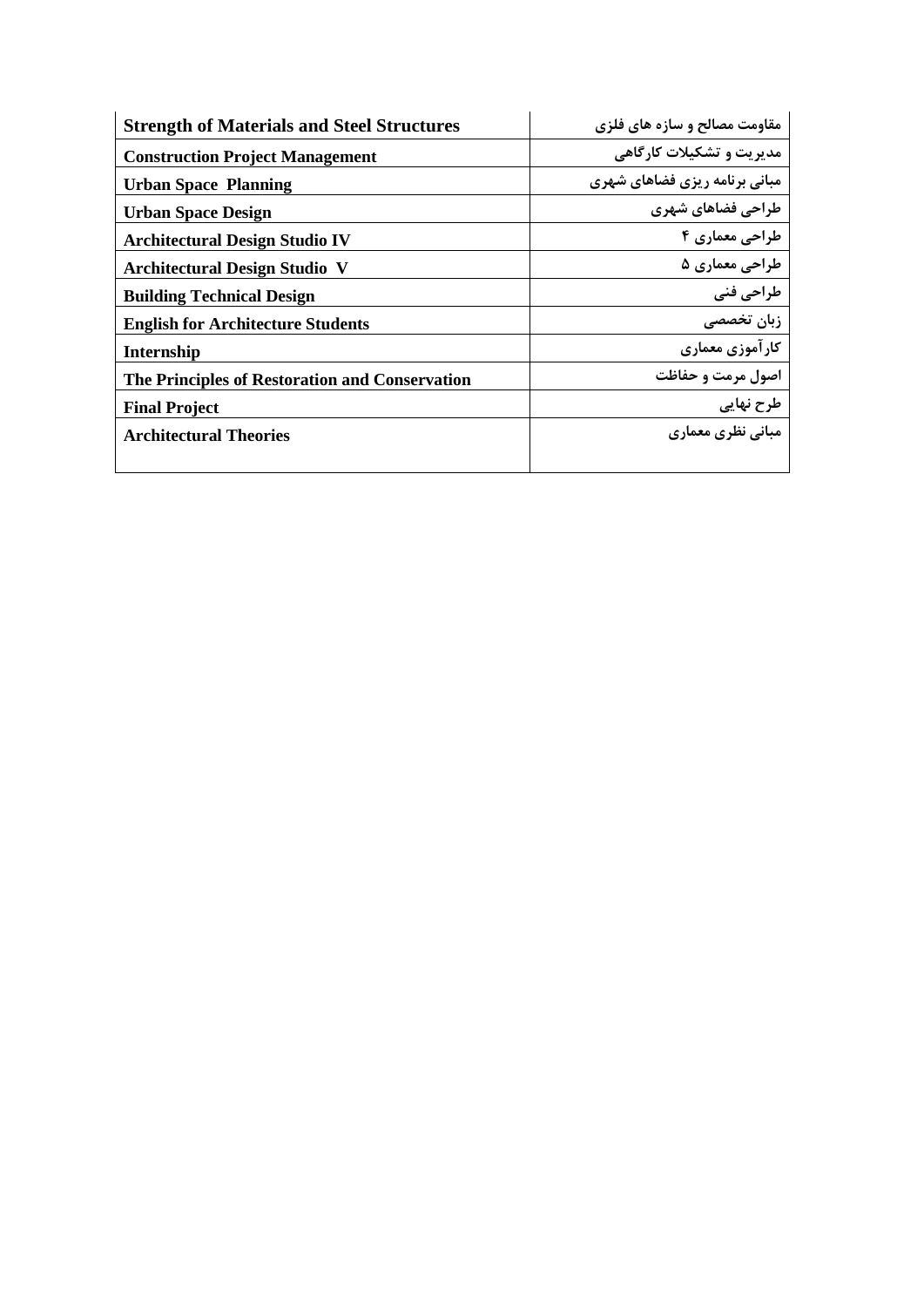| | |
|---|---|
| **Strength of Materials and Steel Structures** | **مقاومت مصالح و سازه های فلزی** |
| **Construction Project Management** | **مدیریت و تشکیلات کارگاهی** |
| **Urban Space Planning** | **مبانی برنامه ریزی فضاهای شهری** |
| **Urban Space Design** | **طراحی فضاهای شهری** |
| **Architectural Design Studio IV** | **طراحی معماری ۴** |
| **Architectural Design Studio V** | **طراحی معماری ۵** |
| **Building Technical Design** | **طراحی فنی** |
| **English for Architecture Students** | **زبان تخصصی** |
| **Internship** | **کارآموزی معماری** |
| **The Principles of Restoration and Conservation** | **اصول مرمت و حفاظت** |
| **Final Project** | **طرح نهایی** |
| **Architectural Theories** | **مبانی نظری معماری** |